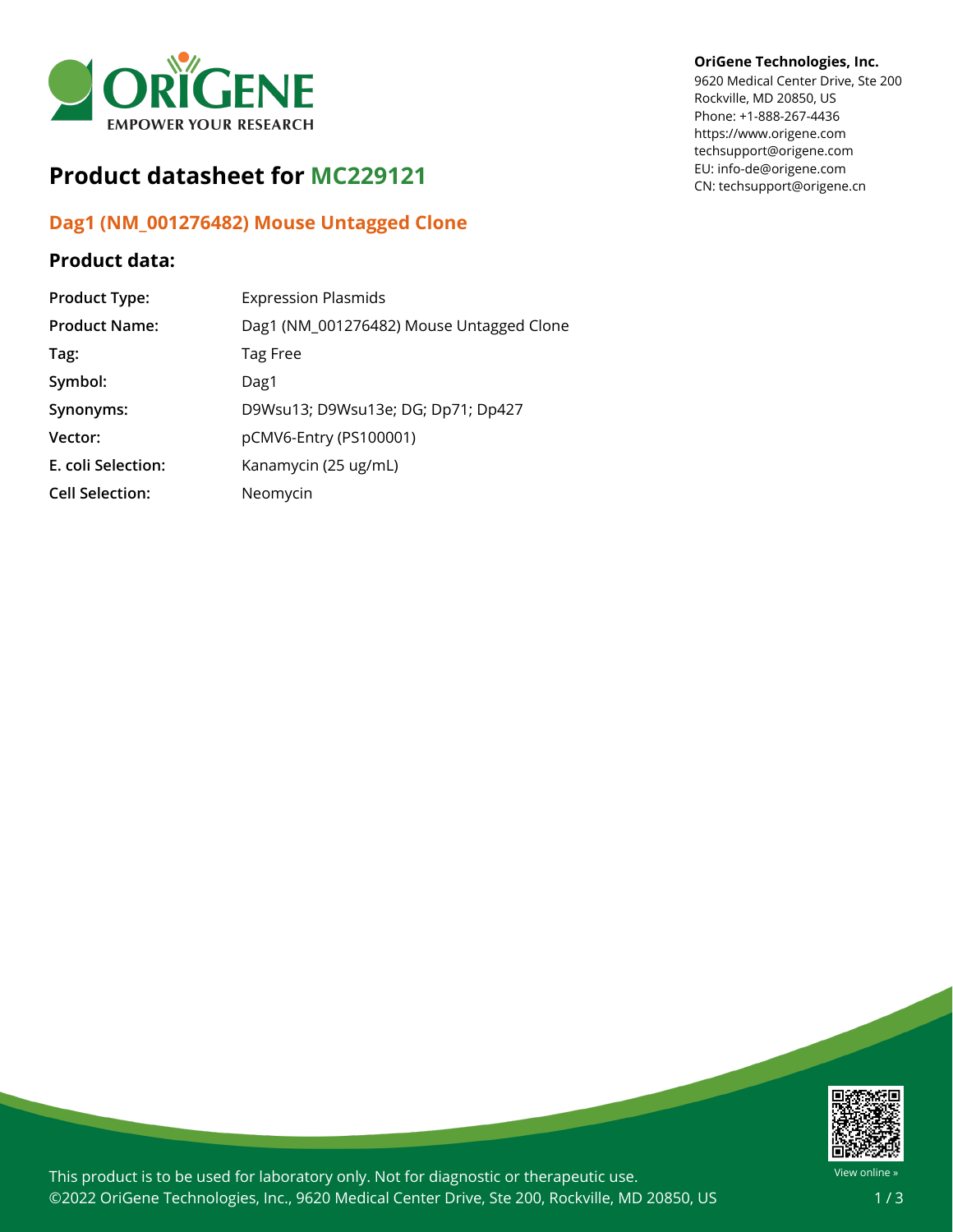**OriGene Technologies, Inc.**
9620 Medical Center Drive, Ste 200
Rockville, MD 20850, US
Phone: +1-888-267-4436
https://www.origene.com
techsupport@origene.com
EU: info-de@origene.com
CN: techsupport@origene.cn

# Product datasheet for MC229121

## Dag1 (NM_001276482) Mouse Untagged Clone

### Product data:

| | |
|---|---|
| **Product Type:** | Expression Plasmids |
| **Product Name:** | Dag1 (NM_001276482) Mouse Untagged Clone |
| **Tag:** | Tag Free |
| **Symbol:** | Dag1 |
| **Synonyms:** | D9Wsu13; D9Wsu13e; DG; Dp71; Dp427 |
| **Vector:** | pCMV6-Entry (PS100001) |
| **E. coli Selection:** | Kanamycin (25 ug/mL) |
| **Cell Selection:** | Neomycin |

This product is to be used for laboratory only. Not for diagnostic or therapeutic use.
©2022 OriGene Technologies, Inc., 9620 Medical Center Drive, Ste 200, Rockville, MD 20850, US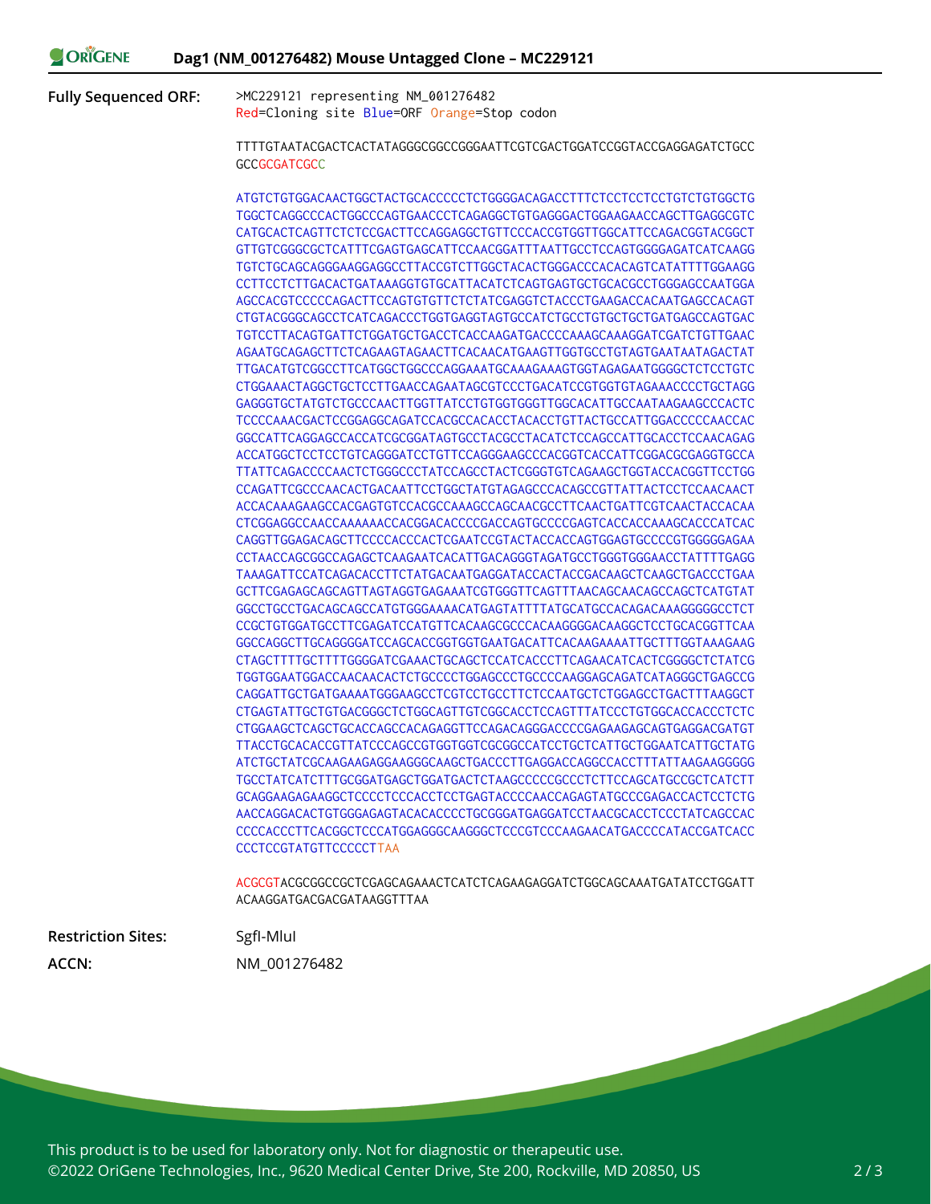**Fully Sequenced ORF:**

```
>MC229121 representing NM_001276482
Red=Cloning site Blue=ORF Orange=Stop codon

TTTTGTAATACGACTCACTATAGGGCGGCCGGGAATTCGTCGACTGGATCCGGTACCGAGGAGATCTGCC
GCCGCGATCGCC

ATGTCTGTGGACAACTGGCTACTGCACCCCCTCTGGGGACAGACCTTTCTCCTCCTCCTGTCTGTGGCTG
TGGCTCAGGCCCACTGGCCCAGTGAACCCTCAGAGGCTGTGAGGGACTGGAAGAACCAGCTTGAGGCGTC
CATGCACTCAGTTCTCTCCGACTTCCAGGAGGCTGTTCCCACCGTGGTTGGCATTCCAGACGGTACGGCT
GTTGTCGGGCGCTCATTTCGAGTGAGCATTCCAACGGATTTAATTGCCTCCAGTGGGGAGATCATCAAGG
TGTCTGCAGCAGGGAAGGAGGCCTTACCGTCTTGGCTACACTGGGACCCACACAGTCATATTTTGGAAGG
CCTTCCTCTTGACACTGATAAAGGTGTGCATTACATCTCAGTGAGTGCTGCACGCCTGGGAGCCAATGGA
AGCCACGTCCCCCAGACTTCCAGTGTGTTCTCTATCGAGGTCTACCCTGAAGACCACAATGAGCCACAGT
CTGTACGGGCAGCCTCATCAGACCCTGGTGAGGTAGTGCCATCTGCCTGTGCTGCTGATGAGCCAGTGAC
TGTCCTTACAGTGATTCTGGATGCTGACCTCACCAAGATGACCCCAAAGCAAAGGATCGATCTGTTGAAC
AGAATGCAGAGCTTCTCAGAAGTAGAACTTCACAACATGAAGTTGGTGCCTGTAGTGAATAATAGACTAT
TTGACATGTCGGCCTTCATGGCTGGCCCAGGAAATGCAAAGAAAGTGGTAGAGAATGGGGCTCTCCTGTC
CTGGAAACTAGGCTGCTCCTTGAACCAGAATAGCGTCCCTGACATCCGTGGTGTAGAAACCCCTGCTAGG
GAGGGTGCTATGTCTGCCCAACTTGGTTATCCTGTGGTGGGTTGGCACATTGCCAATAAGAAGCCCACTC
TCCCCAAACGACTCCGGAGGCAGATCCACGCCACACCTACACCTGTTACTGCCATTGGACCCCCAACCAC
GGCCATTCAGGAGCCACCATCGCGGATAGTGCCTACGCCTACATCTCCAGCCATTGCACCTCCAACAGAG
ACCATGGCTCCTCCTGTCAGGGATCCTGTTCCAGGGAAGCCCACGGTCACCATTCGGACGCGAGGTGCCA
TTATTCAGACCCCAACTCTGGGCCCTATCCAGCCTACTCGGGTGTCAGAAGCTGGTACCACGGTTCCTGG
CCAGATTCGCCCAACACTGACAATTCCTGGCTATGTAGAGCCCACAGCCGTTATTACTCCTCCAACAACT
ACCACAAAGAAGCCACGAGTGTCCACGCCAAAGCCAGCAACGCCTTCAACTGATTCGTCAACTACCACAA
CTCGGAGGCCAACCAAAAAACCACGGACACCCCGACCAGTGCCCCGAGTCACCACCAAAGCACCCATCAC
CAGGTTGGAGACAGCTTCCCCACCCACTCGAATCCGTACTACCACCAGTGGAGTGCCCCGTGGGGGAGAA
CCTAACCAGCGGCCAGAGCTCAAGAATCACATTGACAGGGTAGATGCCTGGGTGGGAACCTATTTTGAGG
TAAAGATTCCATCAGACACCTTCTATGACAATGAGGATACCACTACCGACAAGCTCAAGCTGACCCTGAA
GCTTCGAGAGCAGCAGTTAGTAGGTGAGAAATCGTGGGTTCAGTTTAACAGCAACAGCCAGCTCATGTAT
GGCCTGCCTGACAGCAGCCATGTGGGAAAACATGAGTATTTTATGCATGCCACAGACAAAGGGGGCCTCT
CCGCTGTGGATGCCTTCGAGATCCATGTTCACAAGCGCCCACAAGGGGACAAGGCTCCTGCACGGTTCAA
GGCCAGGCTTGCAGGGGATCCAGCACCGGTGGTGAATGACATTCACAAGAAAATTGCTTTGGTAAAGAAG
CTAGCTTTTGCTTTTGGGGATCGAAACTGCAGCTCCATCACCCTTCAGAACATCACTCGGGGCTCTATCG
TGGTGGAATGGACCAACAACACTCTGCCCCTGGAGCCCTGCCCCAAGGAGCAGATCATAGGGCTGAGCCG
CAGGATTGCTGATGAAAATGGGAAGCCTCGTCCTGCCTTCTCCAATGCTCTGGAGCCTGACTTTAAGGCT
CTGAGTATTGCTGTGACGGGCTCTGGCAGTTGTCGGCACCTCCAGTTTATCCCTGTGGCACCACCCTCTC
CTGGAAGCTCAGCTGCACCAGCCACAGAGGTTCCAGACAGGGACCCCGAGAAGAGCAGTGAGGACGATGT
TTACCTGCACACCGTTATCCCAGCCGTGGTGGTCGCGGCCATCCTGCTCATTGCTGGAATCATTGCTATG
ATCTGCTATCGCAAGAAGAGGAAGGGCAAGCTGACCCTTGAGGACCAGGCCACCTTTATTAAGAAGGGGG
TGCCTATCATCTTTGCGGATGAGCTGGATGACTCTAAGCCCCCGCCCTCTTCCAGCATGCCGCTCATCTT
GCAGGAAGAGAAGGCTCCCCTCCCACCTCCTGAGTACCCCAACCAGAGTATGCCCGAGACCACTCCTCTG
AACCAGGACACTGTGGGAGAGTACACACCCCTGCGGGATGAGGATCCTAACGCACCTCCCTATCAGCCAC
CCCCACCCTTCACGGCTCCCATGGAGGGCAAGGGCTCCCGTCCCAAGAACATGACCCCATACCGATCACC
CCCTCCGTATGTTCCCCCTTAA

ACGCGTACGCGGCCGCTCGAGCAGAAACTCATCTCAGAAGAGGATCTGGCAGCAAATGATATCCTGGATT
ACAAGGATGACGACGATAAGGTTTAA
```

**Restriction Sites:** SgfI-MluI

**ACCN:** NM_001276482

This product is to be used for laboratory only. Not for diagnostic or therapeutic use.
©2022 OriGene Technologies, Inc., 9620 Medical Center Drive, Ste 200, Rockville, MD 20850, US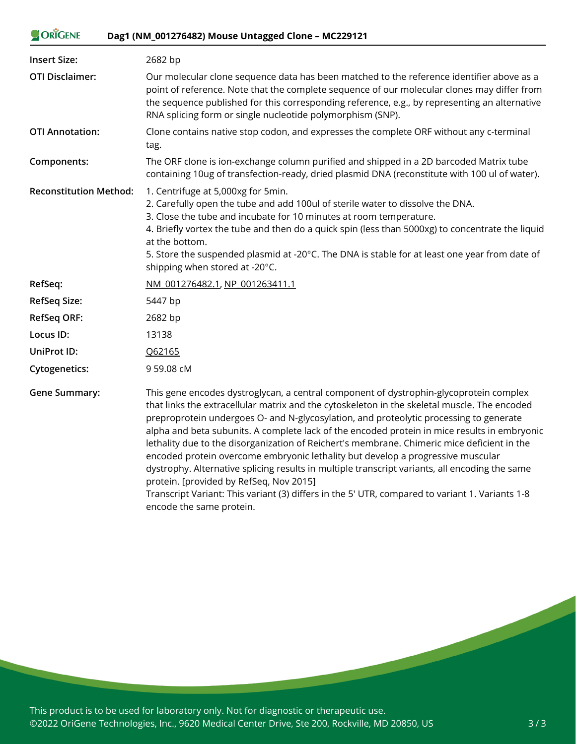| | |
|---|---|
| **Insert Size:** | 2682 bp |
| **OTI Disclaimer:** | Our molecular clone sequence data has been matched to the reference identifier above as a point of reference. Note that the complete sequence of our molecular clones may differ from the sequence published for this corresponding reference, e.g., by representing an alternative RNA splicing form or single nucleotide polymorphism (SNP). |
| **OTI Annotation:** | Clone contains native stop codon, and expresses the complete ORF without any c-terminal tag. |
| **Components:** | The ORF clone is ion-exchange column purified and shipped in a 2D barcoded Matrix tube containing 10ug of transfection-ready, dried plasmid DNA (reconstitute with 100 ul of water). |
| **Reconstitution Method:** | 1. Centrifuge at 5,000xg for 5min.<br>2. Carefully open the tube and add 100ul of sterile water to dissolve the DNA.<br>3. Close the tube and incubate for 10 minutes at room temperature.<br>4. Briefly vortex the tube and then do a quick spin (less than 5000xg) to concentrate the liquid at the bottom.<br>5. Store the suspended plasmid at -20°C. The DNA is stable for at least one year from date of shipping when stored at -20°C. |
| **RefSeq:** | NM_001276482.1, NP_001263411.1 |
| **RefSeq Size:** | 5447 bp |
| **RefSeq ORF:** | 2682 bp |
| **Locus ID:** | 13138 |
| **UniProt ID:** | Q62165 |
| **Cytogenetics:** | 9 59.08 cM |
| **Gene Summary:** | This gene encodes dystroglycan, a central component of dystrophin-glycoprotein complex that links the extracellular matrix and the cytoskeleton in the skeletal muscle. The encoded preproprotein undergoes O- and N-glycosylation, and proteolytic processing to generate alpha and beta subunits. A complete lack of the encoded protein in mice results in embryonic lethality due to the disorganization of Reichert's membrane. Chimeric mice deficient in the encoded protein overcome embryonic lethality but develop a progressive muscular dystrophy. Alternative splicing results in multiple transcript variants, all encoding the same protein. [provided by RefSeq, Nov 2015]<br>Transcript Variant: This variant (3) differs in the 5' UTR, compared to variant 1. Variants 1-8 encode the same protein. |

This product is to be used for laboratory only. Not for diagnostic or therapeutic use.
©2022 OriGene Technologies, Inc., 9620 Medical Center Drive, Ste 200, Rockville, MD 20850, US